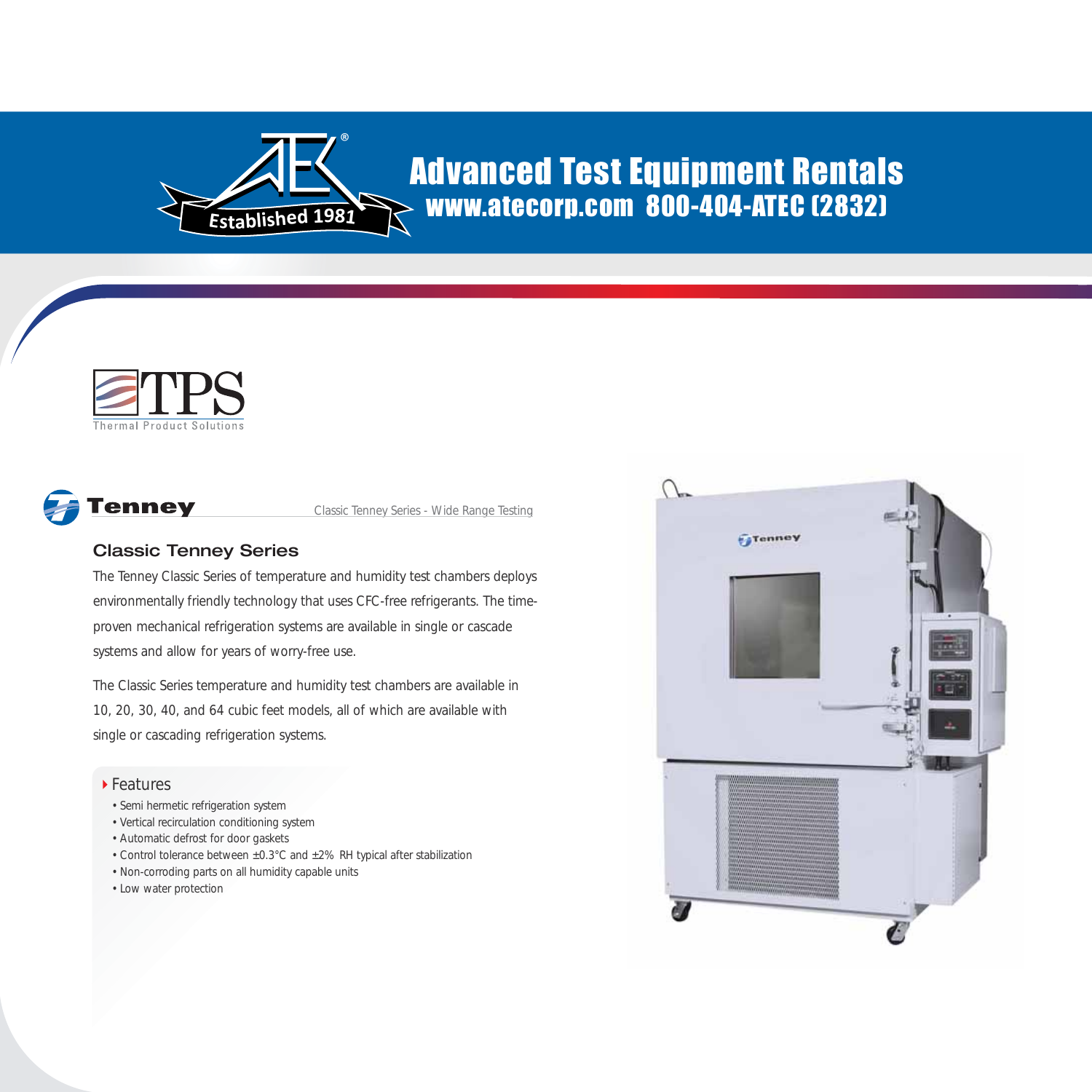# Advanced Test Equipment Rentals

**www.atecorp.com 800-404-ATEC (2832)**

Established 1981

TPS
Thermal Product Solutions

**Tenney**

Classic Tenney Series - Wide Range Testing

## Classic Tenney Series

The Tenney Classic Series of temperature and humidity test chambers deploys environmentally friendly technology that uses CFC-free refrigerants. The time-proven mechanical refrigeration systems are available in single or cascade systems and allow for years of worry-free use.

The Classic Series temperature and humidity test chambers are available in 10, 20, 30, 40, and 64 cubic feet models, all of which are available with single or cascading refrigeration systems.

### Features

- Semi hermetic refrigeration system
- Vertical recirculation conditioning system
- Automatic defrost for door gaskets
- Control tolerance between ±0.3°C and ±2% RH typical after stabilization
- Non-corroding parts on all humidity capable units
- Low water protection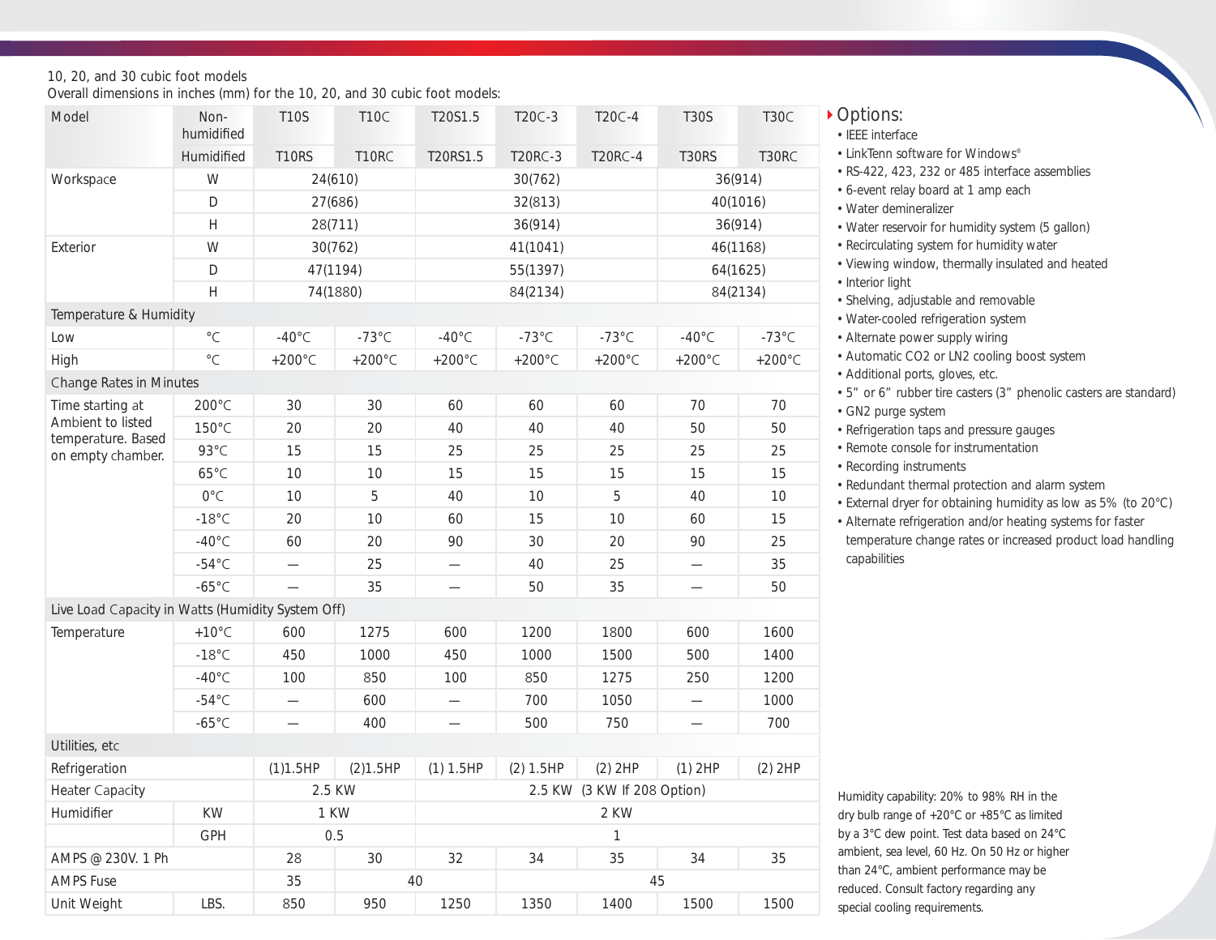10, 20, and 30 cubic foot models

Overall dimensions in inches (mm) for the 10, 20, and 30 cubic foot models:

| Model | Non-humidified | T10S | T10C | T20S1.5 | T20C-3 | T20C-4 | T30S | T30C |
|---|---|---|---|---|---|---|---|---|
| | Humidified | T10RS | T10RC | T20RS1.5 | T20RC-3 | T20RC-4 | T30RS | T30RC |
| Workspace | W | 24(610) | | 30(762) | | | 36(914) | |
| | D | 27(686) | | 32(813) | | | 40(1016) | |
| | H | 28(711) | | 36(914) | | | 36(914) | |
| Exterior | W | 30(762) | | 41(1041) | | | 46(1168) | |
| | D | 47(1194) | | 55(1397) | | | 64(1625) | |
| | H | 74(1880) | | 84(2134) | | | 84(2134) | |
| Temperature & Humidity | | | | | | | | |
| Low | °C | -40°C | -73°C | -40°C | -73°C | -73°C | -40°C | -73°C |
| High | °C | +200°C | +200°C | +200°C | +200°C | +200°C | +200°C | +200°C |
| Change Rates in Minutes | | | | | | | | |
| Time starting at Ambient to listed temperature. Based on empty chamber. | 200°C | 30 | 30 | 60 | 60 | 60 | 70 | 70 |
| | 150°C | 20 | 20 | 40 | 40 | 40 | 50 | 50 |
| | 93°C | 15 | 15 | 25 | 25 | 25 | 25 | 25 |
| | 65°C | 10 | 10 | 15 | 15 | 15 | 15 | 15 |
| | 0°C | 10 | 5 | 40 | 10 | 5 | 40 | 10 |
| | -18°C | 20 | 10 | 60 | 15 | 10 | 60 | 15 |
| | -40°C | 60 | 20 | 90 | 30 | 20 | 90 | 25 |
| | -54°C | — | 25 | — | 40 | 25 | — | 35 |
| | -65°C | — | 35 | — | 50 | 35 | — | 50 |
| Live Load Capacity in Watts (Humidity System Off) | | | | | | | | |
| Temperature | +10°C | 600 | 1275 | 600 | 1200 | 1800 | 600 | 1600 |
| | -18°C | 450 | 1000 | 450 | 1000 | 1500 | 500 | 1400 |
| | -40°C | 100 | 850 | 100 | 850 | 1275 | 250 | 1200 |
| | -54°C | — | 600 | — | 700 | 1050 | — | 1000 |
| | -65°C | — | 400 | — | 500 | 750 | — | 700 |
| Utilities, etc | | | | | | | | |
| Refrigeration | | (1)1.5HP | (2)1.5HP | (1) 1.5HP | (2) 1.5HP | (2) 2HP | (1) 2HP | (2) 2HP |
| Heater Capacity | | 2.5 KW | | 2.5 KW (3 KW If 208 Option) | | | | |
| Humidifier | KW | 1 KW | | 2 KW | | | | |
| | GPH | 0.5 | | 1 | | | | |
| AMPS @ 230V. 1 Ph | | 28 | 30 | 32 | 34 | 35 | 34 | 35 |
| AMPS Fuse | | 35 | 40 | | 45 | | | |
| Unit Weight | LBS. | 850 | 950 | 1250 | 1350 | 1400 | 1500 | 1500 |

## Options:

- IEEE interface
- LinkTenn software for Windows®
- RS-422, 423, 232 or 485 interface assemblies
- 6-event relay board at 1 amp each
- Water demineralizer
- Water reservoir for humidity system (5 gallon)
- Recirculating system for humidity water
- Viewing window, thermally insulated and heated
- Interior light
- Shelving, adjustable and removable
- Water-cooled refrigeration system
- Alternate power supply wiring
- Automatic $CO_2$ or $LN_2$ cooling boost system
- Additional ports, gloves, etc.
- 5" or 6" rubber tire casters (3" phenolic casters are standard)
- $GN_2$ purge system
- Refrigeration taps and pressure gauges
- Remote console for instrumentation
- Recording instruments
- Redundant thermal protection and alarm system
- External dryer for obtaining humidity as low as 5% (to 20°C)
- Alternate refrigeration and/or heating systems for faster temperature change rates or increased product load handling capabilities

Humidity capability: 20% to 98% RH in the dry bulb range of +20°C or +85°C as limited by a 3°C dew point. Test data based on 24°C ambient, sea level, 60 Hz. On 50 Hz or higher than 24°C, ambient performance may be reduced. Consult factory regarding any special cooling requirements.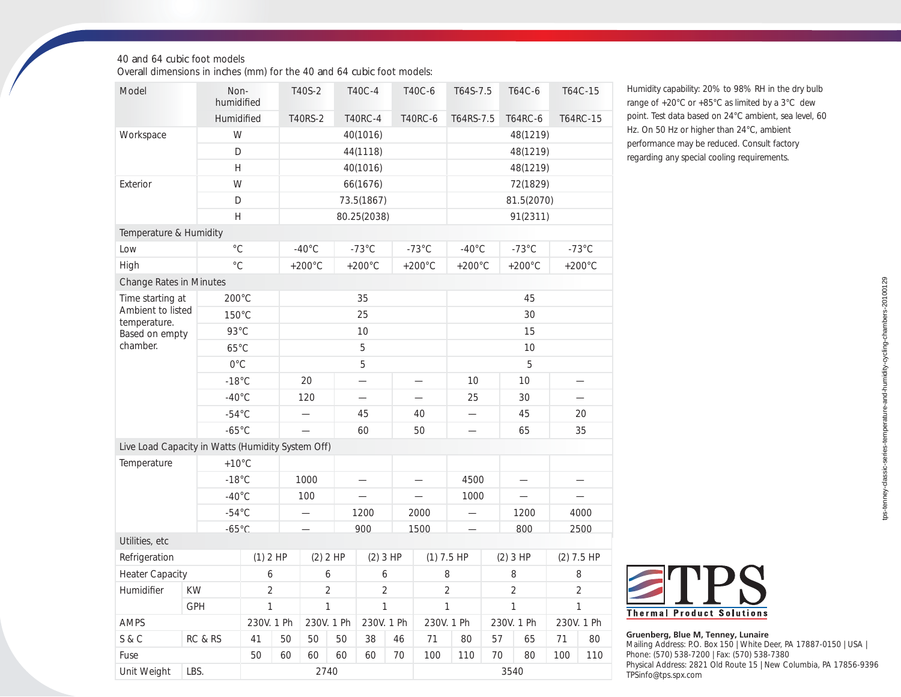40 and 64 cubic foot models

Overall dimensions in inches (mm) for the 40 and 64 cubic foot models:

| Model | Non-humidified | T40S-2 | T40C-4 | T40C-6 | T64S-7.5 | T64C-6 | T64C-15 |
|---|---|---|---|---|---|---|---|
| | Humidified | T40RS-2 | T40RC-4 | T40RC-6 | T64RS-7.5 | T64RC-6 | T64RC-15 |
| Workspace | W | 40(1016) | | | 48(1219) | | |
| | D | 44(1118) | | | 48(1219) | | |
| | H | 40(1016) | | | 48(1219) | | |
| Exterior | W | 66(1676) | | | 72(1829) | | |
| | D | 73.5(1867) | | | 81.5(2070) | | |
| | H | 80.25(2038) | | | 91(2311) | | |
| **Temperature & Humidity** | | | | | | | |
| Low | °C | -40°C | -73°C | -73°C | -40°C | -73°C | -73°C |
| High | °C | +200°C | +200°C | +200°C | +200°C | +200°C | +200°C |
| **Change Rates in Minutes** | | | | | | | |
| Time starting at Ambient to listed temperature. Based on empty chamber. | 200°C | 35 | | | 45 | | |
| | 150°C | 25 | | | 30 | | |
| | 93°C | 10 | | | 15 | | |
| | 65°C | 5 | | | 10 | | |
| | 0°C | 5 | | | 5 | | |
| | -18°C | 20 | — | — | 10 | 10 | — |
| | -40°C | 120 | — | — | 25 | 30 | — |
| | -54°C | — | 45 | 40 | — | 45 | 20 |
| | -65°C | — | 60 | 50 | — | 65 | 35 |
| **Live Load Capacity in Watts (Humidity System Off)** | | | | | | | |
| Temperature | +10°C | | | | | | |
| | -18°C | 1000 | — | — | 4500 | — | — |
| | -40°C | 100 | — | — | 1000 | — | — |
| | -54°C | — | 1200 | 2000 | — | 1200 | 4000 |
| | -65°C | — | 900 | 1500 | — | 800 | 2500 |
| **Utilities, etc** | | | | | | | |
| Refrigeration | | (1) 2 HP | (2) 2 HP | (2) 3 HP | (1) 7.5 HP | (2) 3 HP | (2) 7.5 HP |
| Heater Capacity | | 6 | 6 | 6 | 8 | 8 | 8 |
| Humidifier | KW | 2 | 2 | 2 | 2 | 2 | 2 |
| | GPH | 1 | 1 | 1 | 1 | 1 | 1 |
| AMPS | | 230V. 1 Ph | 230V. 1 Ph | 230V. 1 Ph | 230V. 1 Ph | 230V. 1 Ph | 230V. 1 Ph |
| S & C | RC & RS | 41 / 50 | 50 / 50 | 38 / 46 | 71 / 80 | 57 / 65 | 71 / 80 |
| Fuse | | 50 / 60 | 60 / 60 | 60 / 70 | 100 / 110 | 70 / 80 | 100 / 110 |
| Unit Weight | LBS. | 2740 | | | 3540 | | |

Humidity capability: 20% to 98% RH in the dry bulb range of +20°C or +85°C as limited by a 3°C dew point. Test data based on 24°C ambient, sea level, 60 Hz. On 50 Hz or higher than 24°C, ambient performance may be reduced. Consult factory regarding any special cooling requirements.

**TPS**
Thermal Product Solutions

**Gruenberg, Blue M, Tenney, Lunaire**
Mailing Address: P.O. Box 150 | White Deer, PA 17887-0150 | USA |
Phone: (570) 538-7200 | Fax: (570) 538-7380
Physical Address: 2821 Old Route 15 | New Columbia, PA 17856-9396
TPSinfo@tps.spx.com